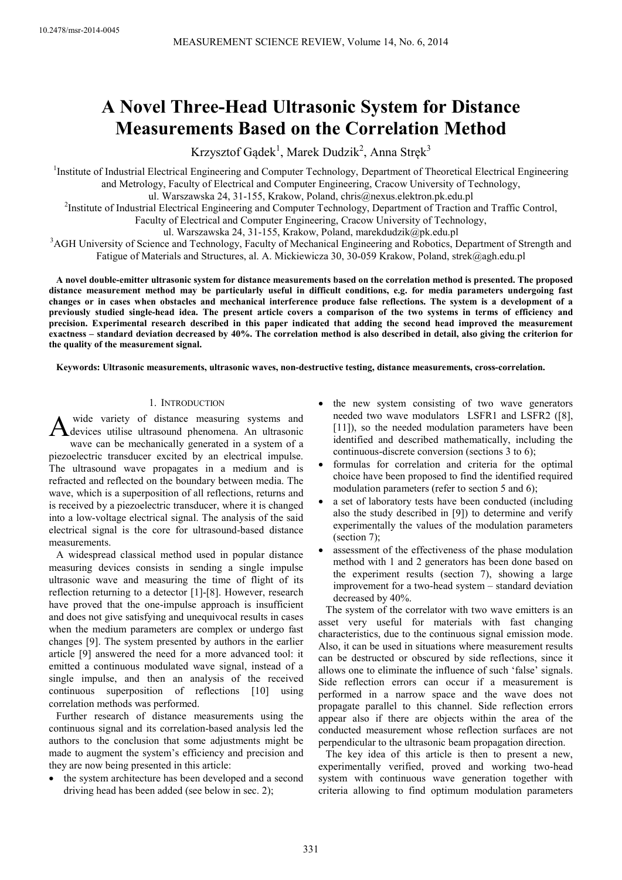10.2478/msr-2014-0045

# A Novel Three-Head Ultrasonic System for Distance Measurements Based on the Correlation Method

Krzysztof Gądek[1], Marek Dudzik[2], Anna Stręk[3]

[1]Institute of Industrial Electrical Engineering and Computer Technology, Department of Theoretical Electrical Engineering and Metrology, Faculty of Electrical and Computer Engineering, Cracow University of Technology, ul. Warszawska 24, 31-155, Krakow, Poland, chris@nexus.elektron.pk.edu.pl

[2]Institute of Industrial Electrical Engineering and Computer Technology, Department of Traction and Traffic Control, Faculty of Electrical and Computer Engineering, Cracow University of Technology, ul. Warszawska 24, 31-155, Krakow, Poland, marekdudzik@pk.edu.pl

[3]AGH University of Science and Technology, Faculty of Mechanical Engineering and Robotics, Department of Strength and Fatigue of Materials and Structures, al. A. Mickiewicza 30, 30-059 Krakow, Poland, strek@agh.edu.pl

**A novel double-emitter ultrasonic system for distance measurements based on the correlation method is presented. The proposed distance measurement method may be particularly useful in difficult conditions, e.g. for media parameters undergoing fast changes or in cases when obstacles and mechanical interference produce false reflections. The system is a development of a previously studied single-head idea. The present article covers a comparison of the two systems in terms of efficiency and precision. Experimental research described in this paper indicated that adding the second head improved the measurement exactness – standard deviation decreased by 40%. The correlation method is also described in detail, also giving the criterion for the quality of the measurement signal.**

**Keywords: Ultrasonic measurements, ultrasonic waves, non-destructive testing, distance measurements, cross-correlation.**

## 1. Introduction

A wide variety of distance measuring systems and devices utilise ultrasound phenomena. An ultrasonic wave can be mechanically generated in a system of a piezoelectric transducer excited by an electrical impulse. The ultrasound wave propagates in a medium and is refracted and reflected on the boundary between media. The wave, which is a superposition of all reflections, returns and is received by a piezoelectric transducer, where it is changed into a low-voltage electrical signal. The analysis of the said electrical signal is the core for ultrasound-based distance measurements.

A widespread classical method used in popular distance measuring devices consists in sending a single impulse ultrasonic wave and measuring the time of flight of its reflection returning to a detector [1]-[8]. However, research have proved that the one-impulse approach is insufficient and does not give satisfying and unequivocal results in cases when the medium parameters are complex or undergo fast changes [9]. The system presented by authors in the earlier article [9] answered the need for a more advanced tool: it emitted a continuous modulated wave signal, instead of a single impulse, and then an analysis of the received continuous superposition of reflections [10] using correlation methods was performed.

Further research of distance measurements using the continuous signal and its correlation-based analysis led the authors to the conclusion that some adjustments might be made to augment the system's efficiency and precision and they are now being presented in this article:

- the system architecture has been developed and a second driving head has been added (see below in sec. 2);
- the new system consisting of two wave generators needed two wave modulators LSFR1 and LSFR2 ([8], [11]), so the needed modulation parameters have been identified and described mathematically, including the continuous-discrete conversion (sections 3 to 6);
- formulas for correlation and criteria for the optimal choice have been proposed to find the identified required modulation parameters (refer to section 5 and 6);
- a set of laboratory tests have been conducted (including also the study described in [9]) to determine and verify experimentally the values of the modulation parameters (section 7);
- assessment of the effectiveness of the phase modulation method with 1 and 2 generators has been done based on the experiment results (section 7), showing a large improvement for a two-head system – standard deviation decreased by 40%.

The system of the correlator with two wave emitters is an asset very useful for materials with fast changing characteristics, due to the continuous signal emission mode. Also, it can be used in situations where measurement results can be destructed or obscured by side reflections, since it allows one to eliminate the influence of such 'false' signals. Side reflection errors can occur if a measurement is performed in a narrow space and the wave does not propagate parallel to this channel. Side reflection errors appear also if there are objects within the area of the conducted measurement whose reflection surfaces are not perpendicular to the ultrasonic beam propagation direction.

The key idea of this article is then to present a new, experimentally verified, proved and working two-head system with continuous wave generation together with criteria allowing to find optimum modulation parameters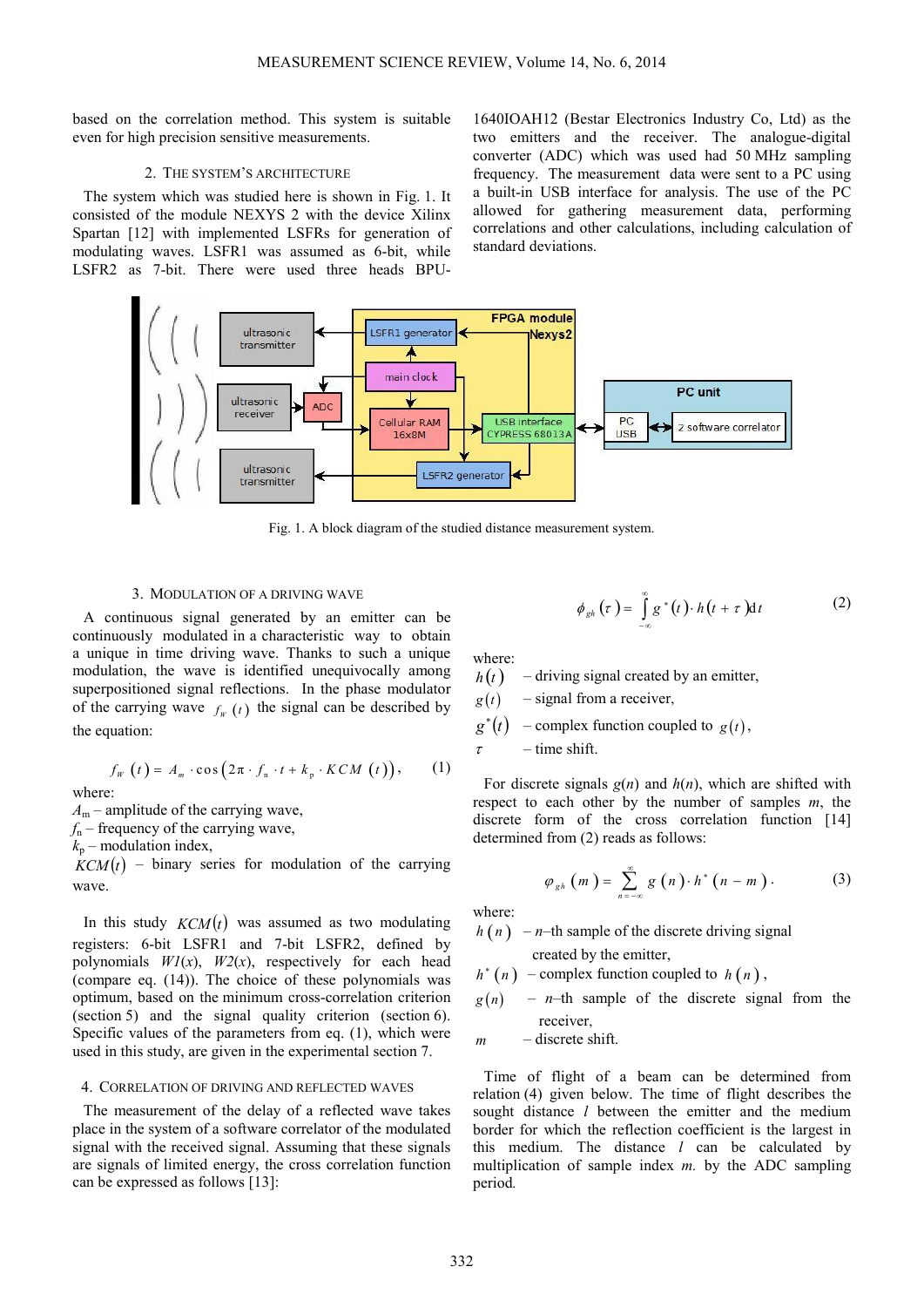based on the correlation method. This system is suitable even for high precision sensitive measurements.

## 2. THE SYSTEM'S ARCHITECTURE

The system which was studied here is shown in Fig. 1. It consisted of the module NEXYS 2 with the device Xilinx Spartan [12] with implemented LSFRs for generation of modulating waves. LSFR1 was assumed as 6-bit, while LSFR2 as 7-bit. There were used three heads BPU-1640IOAH12 (Bestar Electronics Industry Co, Ltd) as the two emitters and the receiver. The analogue-digital converter (ADC) which was used had 50 MHz sampling frequency. The measurement data were sent to a PC using a built-in USB interface for analysis. The use of the PC allowed for gathering measurement data, performing correlations and other calculations, including calculation of standard deviations.

Fig. 1. A block diagram of the studied distance measurement system.

## 3. MODULATION OF A DRIVING WAVE

A continuous signal generated by an emitter can be continuously modulated in a characteristic way to obtain a unique in time driving wave. Thanks to such a unique modulation, the wave is identified unequivocally among superpositioned signal reflections. In the phase modulator of the carrying wave $f_W(t)$ the signal can be described by the equation:

$$f_W(t) = A_m \cdot \cos\left(2\pi \cdot f_n \cdot t + k_p \cdot KCM(t)\right), \tag{1}$$

where:
$A_m$ – amplitude of the carrying wave,
$f_n$ – frequency of the carrying wave,
$k_p$ – modulation index,
$KCM(t)$ – binary series for modulation of the carrying wave.

In this study $KCM(t)$ was assumed as two modulating registers: 6-bit LSFR1 and 7-bit LSFR2, defined by polynomials $W1(x)$, $W2(x)$, respectively for each head (compare eq. (14)). The choice of these polynomials was optimum, based on the minimum cross-correlation criterion (section 5) and the signal quality criterion (section 6). Specific values of the parameters from eq. (1), which were used in this study, are given in the experimental section 7.

## 4. CORRELATION OF DRIVING AND REFLECTED WAVES

The measurement of the delay of a reflected wave takes place in the system of a software correlator of the modulated signal with the received signal. Assuming that these signals are signals of limited energy, the cross correlation function can be expressed as follows [13]:

$$\phi_{gh}(\tau) = \int_{-\infty}^{\infty} g^*(t) \cdot h(t+\tau)\,\mathrm{d}t \tag{2}$$

where:
$h(t)$ – driving signal created by an emitter,
$g(t)$ – signal from a receiver,
$g^*(t)$ – complex function coupled to $g(t)$,
$\tau$ – time shift.

For discrete signals $g(n)$ and $h(n)$, which are shifted with respect to each other by the number of samples $m$, the discrete form of the cross correlation function [14] determined from (2) reads as follows:

$$\varphi_{gh}(m) = \sum_{n=-\infty}^{\infty} g(n) \cdot h^*(n-m). \tag{3}$$

where:
$h(n)$ – $n$–th sample of the discrete driving signal created by the emitter,
$h^*(n)$ – complex function coupled to $h(n)$,
$g(n)$ – $n$–th sample of the discrete signal from the receiver,
$m$ – discrete shift.

Time of flight of a beam can be determined from relation (4) given below. The time of flight describes the sought distance $l$ between the emitter and the medium border for which the reflection coefficient is the largest in this medium. The distance $l$ can be calculated by multiplication of sample index $m$. by the ADC sampling period.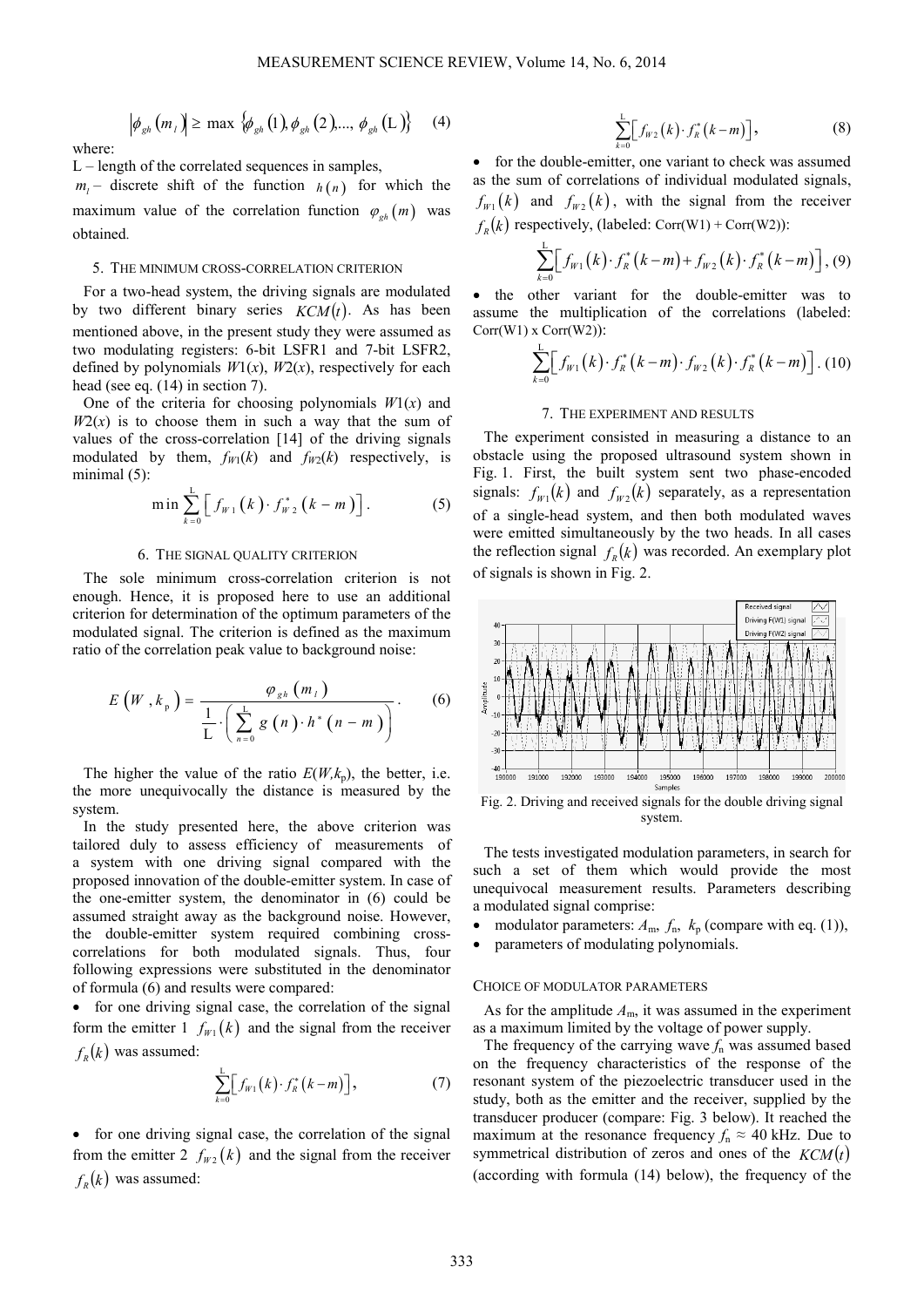$$\left|\phi_{gh}\left(m_{l}\right)\right| \geq \max \left\{\phi_{gh}(1), \phi_{gh}(2), \ldots, \phi_{gh}(\mathrm{L})\right\} \quad (4)$$

where:

L – length of the correlated sequences in samples,

$m_l$ – discrete shift of the function $h(n)$ for which the maximum value of the correlation function $\varphi_{gh}(m)$ was obtained.

## 5. The minimum cross-correlation criterion

For a two-head system, the driving signals are modulated by two different binary series $KCM(t)$. As has been mentioned above, in the present study they were assumed as two modulating registers: 6-bit LSFR1 and 7-bit LSFR2, defined by polynomials $W1(x)$, $W2(x)$, respectively for each head (see eq. (14) in section 7).

One of the criteria for choosing polynomials $W1(x)$ and $W2(x)$ is to choose them in such a way that the sum of values of the cross-correlation [14] of the driving signals modulated by them, $f_{W1}(k)$ and $f_{W2}(k)$ respectively, is minimal (5):

$$\min \sum_{k=0}^{\mathrm{L}}\left[f_{W1}(k) \cdot f_{W2}^{*}(k-m)\right]. \quad (5)$$

## 6. The signal quality criterion

The sole minimum cross-correlation criterion is not enough. Hence, it is proposed here to use an additional criterion for determination of the optimum parameters of the modulated signal. The criterion is defined as the maximum ratio of the correlation peak value to background noise:

$$E\left(W, k_{\mathrm{p}}\right)=\frac{\varphi_{gh}\left(m_{l}\right)}{\frac{1}{\mathrm{L}} \cdot\left(\sum_{n=0}^{\mathrm{L}} g(n) \cdot h^{*}(n-m)\right)}. \quad (6)$$

The higher the value of the ratio $E(W,k_p)$, the better, i.e. the more unequivocally the distance is measured by the system.

In the study presented here, the above criterion was tailored duly to assess efficiency of measurements of a system with one driving signal compared with the proposed innovation of the double-emitter system. In case of the one-emitter system, the denominator in (6) could be assumed straight away as the background noise. However, the double-emitter system required combining cross-correlations for both modulated signals. Thus, four following expressions were substituted in the denominator of formula (6) and results were compared:

- for one driving signal case, the correlation of the signal form the emitter 1 $f_{W1}(k)$ and the signal from the receiver $f_R(k)$ was assumed:

$$\sum_{k=0}^{\mathrm{L}}\left[f_{W1}(k) \cdot f_{R}^{*}(k-m)\right], \quad (7)$$

- for one driving signal case, the correlation of the signal from the emitter 2 $f_{W2}(k)$ and the signal from the receiver $f_R(k)$ was assumed:

$$\sum_{k=0}^{\mathrm{L}}\left[f_{W2}(k) \cdot f_{R}^{*}(k-m)\right], \quad (8)$$

- for the double-emitter, one variant to check was assumed as the sum of correlations of individual modulated signals, $f_{W1}(k)$ and $f_{W2}(k)$, with the signal from the receiver $f_R(k)$ respectively, (labeled: Corr(W1) + Corr(W2)):

$$\sum_{k=0}^{\mathrm{L}}\left[f_{W1}(k) \cdot f_{R}^{*}(k-m)+f_{W2}(k) \cdot f_{R}^{*}(k-m)\right], \quad (9)$$

- the other variant for the double-emitter was to assume the multiplication of the correlations (labeled: Corr(W1) x Corr(W2)):

$$\sum_{k=0}^{\mathrm{L}}\left[f_{W1}(k) \cdot f_{R}^{*}(k-m) \cdot f_{W2}(k) \cdot f_{R}^{*}(k-m)\right]. \quad (10)$$

## 7. The experiment and results

The experiment consisted in measuring a distance to an obstacle using the proposed ultrasound system shown in Fig. 1. First, the built system sent two phase-encoded signals: $f_{W1}(k)$ and $f_{W2}(k)$ separately, as a representation of a single-head system, and then both modulated waves were emitted simultaneously by the two heads. In all cases the reflection signal $f_R(k)$ was recorded. An exemplary plot of signals is shown in Fig. 2.

Fig. 2. Driving and received signals for the double driving signal system.

The tests investigated modulation parameters, in search for such a set of them which would provide the most unequivocal measurement results. Parameters describing a modulated signal comprise:

- modulator parameters: $A_m$, $f_n$, $k_p$ (compare with eq. (1)),
- parameters of modulating polynomials.

### Choice of modulator parameters

As for the amplitude $A_m$, it was assumed in the experiment as a maximum limited by the voltage of power supply.

The frequency of the carrying wave $f_n$ was assumed based on the frequency characteristics of the response of the resonant system of the piezoelectric transducer used in the study, both as the emitter and the receiver, supplied by the transducer producer (compare: Fig. 3 below). It reached the maximum at the resonance frequency $f_n \approx 40$ kHz. Due to symmetrical distribution of zeros and ones of the $KCM(t)$ (according with formula (14) below), the frequency of the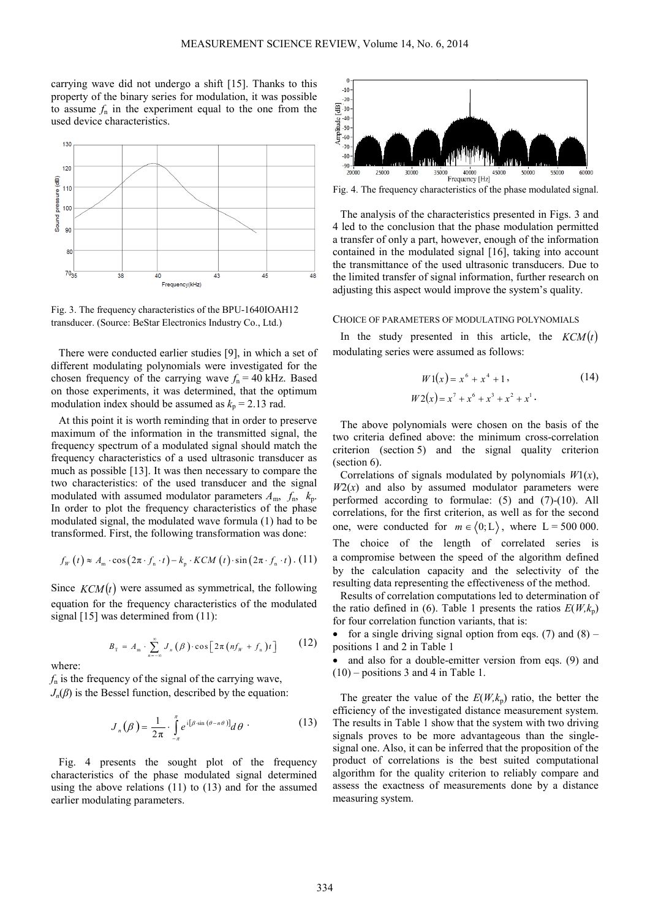carrying wave did not undergo a shift [15]. Thanks to this property of the binary series for modulation, it was possible to assume $f_n$ in the experiment equal to the one from the used device characteristics.

Fig. 3. The frequency characteristics of the BPU-1640IOAH12 transducer. (Source: BeStar Electronics Industry Co., Ltd.)

There were conducted earlier studies [9], in which a set of different modulating polynomials were investigated for the chosen frequency of the carrying wave $f_n = 40$ kHz. Based on those experiments, it was determined, that the optimum modulation index should be assumed as $k_p = 2.13$ rad.

At this point it is worth reminding that in order to preserve maximum of the information in the transmitted signal, the frequency spectrum of a modulated signal should match the frequency characteristics of a used ultrasonic transducer as much as possible [13]. It was then necessary to compare the two characteristics: of the used transducer and the signal modulated with assumed modulator parameters $A_m$, $f_n$, $k_p$. In order to plot the frequency characteristics of the phase modulated signal, the modulated wave formula (1) had to be transformed. First, the following transformation was done:

$$f_W(t) \approx A_m \cdot \cos(2\pi \cdot f_n \cdot t) - k_p \cdot KCM(t) \cdot \sin(2\pi \cdot f_n \cdot t). \quad (11)$$

Since $KCM(t)$ were assumed as symmetrical, the following equation for the frequency characteristics of the modulated signal [15] was determined from (11):

$$B_T = A_m \cdot \sum_{n=-\infty}^{\infty} J_n(\beta) \cdot \cos\left[2\pi\left(nf_W + f_n\right)t\right] \quad (12)$$

where:
$f_n$ is the frequency of the signal of the carrying wave,
$J_n(\beta)$ is the Bessel function, described by the equation:

$$J_n(\beta) = \frac{1}{2\pi} \cdot \int_{-\pi}^{\pi} e^{i[\beta \cdot \sin(\theta - n\theta)]} d\theta \cdot \quad (13)$$

Fig. 4 presents the sought plot of the frequency characteristics of the phase modulated signal determined using the above relations (11) to (13) and for the assumed earlier modulating parameters.

Fig. 4. The frequency characteristics of the phase modulated signal.

The analysis of the characteristics presented in Figs. 3 and 4 led to the conclusion that the phase modulation permitted a transfer of only a part, however, enough of the information contained in the modulated signal [16], taking into account the transmittance of the used ultrasonic transducers. Due to the limited transfer of signal information, further research on adjusting this aspect would improve the system's quality.

## CHOICE OF PARAMETERS OF MODULATING POLYNOMIALS

In the study presented in this article, the $KCM(t)$ modulating series were assumed as follows:

$$W1(x) = x^6 + x^4 + 1, \quad (14)$$
$$W2(x) = x^7 + x^6 + x^3 + x^2 + x^1 .$$

The above polynomials were chosen on the basis of the two criteria defined above: the minimum cross-correlation criterion (section 5) and the signal quality criterion (section 6).

Correlations of signals modulated by polynomials $W1(x)$, $W2(x)$ and also by assumed modulator parameters were performed according to formulae: (5) and (7)-(10). All correlations, for the first criterion, as well as for the second one, were conducted for $m \in \langle 0; L \rangle$, where L = 500 000. The choice of the length of correlated series is a compromise between the speed of the algorithm defined by the calculation capacity and the selectivity of the resulting data representing the effectiveness of the method.

Results of correlation computations led to determination of the ratio defined in (6). Table 1 presents the ratios $E(W,k_p)$ for four correlation function variants, that is:

- for a single driving signal option from eqs. (7) and (8) – positions 1 and 2 in Table 1
- and also for a double-emitter version from eqs. (9) and (10) – positions 3 and 4 in Table 1.

The greater the value of the $E(W,k_p)$ ratio, the better the efficiency of the investigated distance measurement system. The results in Table 1 show that the system with two driving signals proves to be more advantageous than the single-signal one. Also, it can be inferred that the proposition of the product of correlations is the best suited computational algorithm for the quality criterion to reliably compare and assess the exactness of measurements done by a distance measuring system.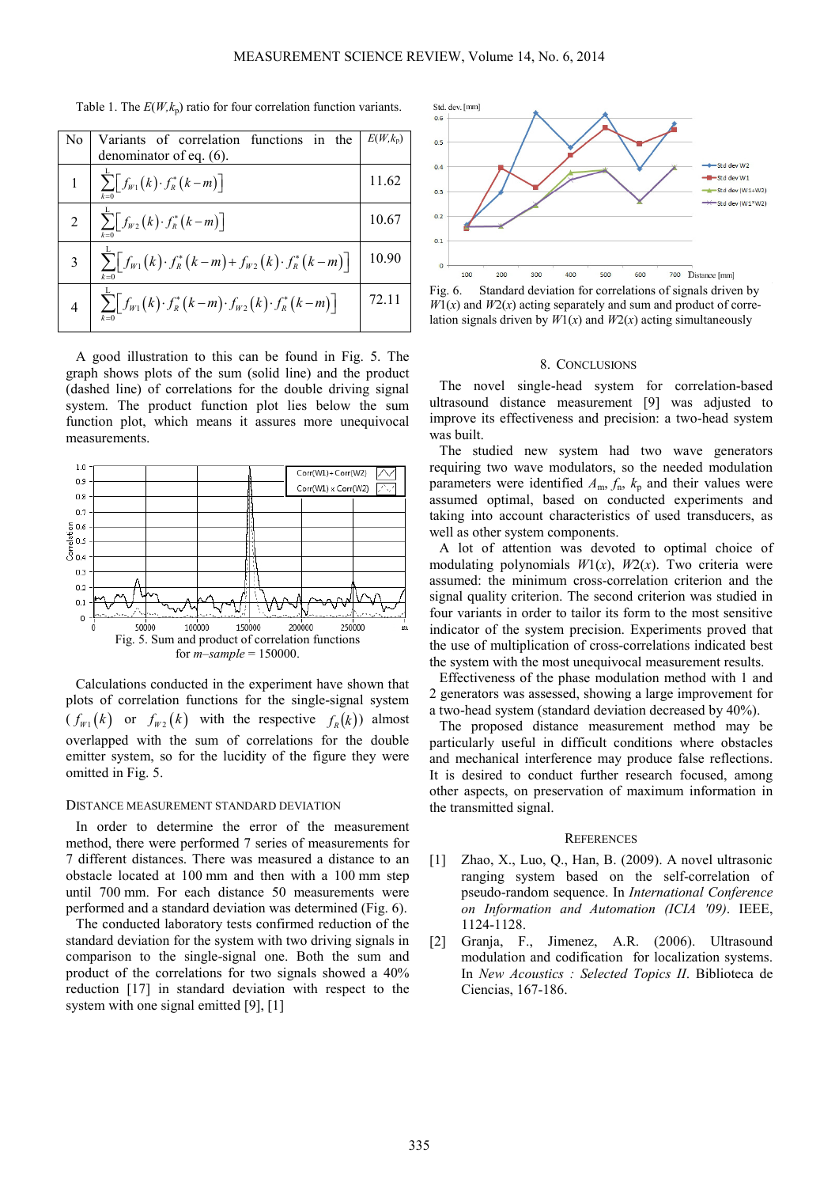Table 1. The $E(W,k_p)$ ratio for four correlation function variants.

| No | Variants of correlation functions in the denominator of eq. (6). | $E(W,k_p)$ |
|---|---|---|
| 1 | $\sum_{k=0}^{L}\left[f_{W1}(k)\cdot f_R^*(k-m)\right]$ | 11.62 |
| 2 | $\sum_{k=0}^{L}\left[f_{W2}(k)\cdot f_R^*(k-m)\right]$ | 10.67 |
| 3 | $\sum_{k=0}^{L}\left[f_{W1}(k)\cdot f_R^*(k-m)+f_{W2}(k)\cdot f_R^*(k-m)\right]$ | 10.90 |
| 4 | $\sum_{k=0}^{L}\left[f_{W1}(k)\cdot f_R^*(k-m)\cdot f_{W2}(k)\cdot f_R^*(k-m)\right]$ | 72.11 |

A good illustration to this can be found in Fig. 5. The graph shows plots of the sum (solid line) and the product (dashed line) of correlations for the double driving signal system. The product function plot lies below the sum function plot, which means it assures more unequivocal measurements.

Fig. 5. Sum and product of correlation functions for *m–sample* = 150000.

Calculations conducted in the experiment have shown that plots of correlation functions for the single-signal system ($f_{W1}(k)$ or $f_{W2}(k)$ with the respective $f_R(k)$) almost overlapped with the sum of correlations for the double emitter system, so for the lucidity of the figure they were omitted in Fig. 5.

### Distance measurement standard deviation

In order to determine the error of the measurement method, there were performed 7 series of measurements for 7 different distances. There was measured a distance to an obstacle located at 100 mm and then with a 100 mm step until 700 mm. For each distance 50 measurements were performed and a standard deviation was determined (Fig. 6).

The conducted laboratory tests confirmed reduction of the standard deviation for the system with two driving signals in comparison to the single-signal one. Both the sum and product of the correlations for two signals showed a 40% reduction [17] in standard deviation with respect to the system with one signal emitted [9], [1]

Fig. 6. Standard deviation for correlations of signals driven by $W1(x)$ and $W2(x)$ acting separately and sum and product of correlation signals driven by $W1(x)$ and $W2(x)$ acting simultaneously

## 8. Conclusions

The novel single-head system for correlation-based ultrasound distance measurement [9] was adjusted to improve its effectiveness and precision: a two-head system was built.

The studied new system had two wave generators requiring two wave modulators, so the needed modulation parameters were identified $A_m$, $f_n$, $k_p$ and their values were assumed optimal, based on conducted experiments and taking into account characteristics of used transducers, as well as other system components.

A lot of attention was devoted to optimal choice of modulating polynomials $W1(x)$, $W2(x)$. Two criteria were assumed: the minimum cross-correlation criterion and the signal quality criterion. The second criterion was studied in four variants in order to tailor its form to the most sensitive indicator of the system precision. Experiments proved that the use of multiplication of cross-correlations indicated best the system with the most unequivocal measurement results.

Effectiveness of the phase modulation method with 1 and 2 generators was assessed, showing a large improvement for a two-head system (standard deviation decreased by 40%).

The proposed distance measurement method may be particularly useful in difficult conditions where obstacles and mechanical interference may produce false reflections. It is desired to conduct further research focused, among other aspects, on preservation of maximum information in the transmitted signal.

## References

[1] Zhao, X., Luo, Q., Han, B. (2009). A novel ultrasonic ranging system based on the self-correlation of pseudo-random sequence. In *International Conference on Information and Automation (ICIA '09)*. IEEE, 1124-1128.

[2] Granja, F., Jimenez, A.R. (2006). Ultrasound modulation and codification for localization systems. In *New Acoustics : Selected Topics II*. Biblioteca de Ciencias, 167-186.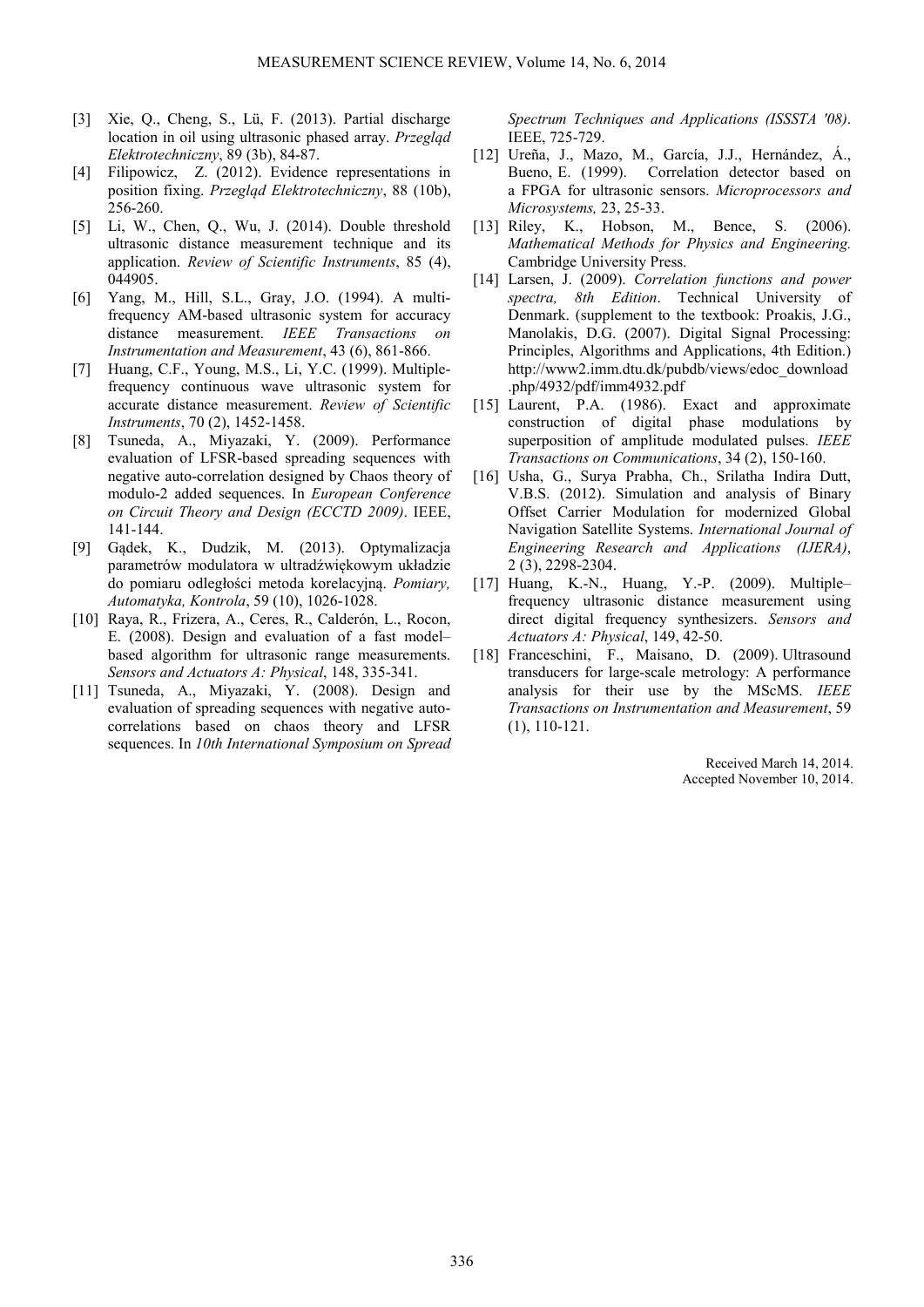[3] Xie, Q., Cheng, S., Lü, F. (2013). Partial discharge location in oil using ultrasonic phased array. *Przegląd Elektrotechniczny*, 89 (3b), 84-87.

[4] Filipowicz, Z. (2012). Evidence representations in position fixing. *Przegląd Elektrotechniczny*, 88 (10b), 256-260.

[5] Li, W., Chen, Q., Wu, J. (2014). Double threshold ultrasonic distance measurement technique and its application. *Review of Scientific Instruments*, 85 (4), 044905.

[6] Yang, M., Hill, S.L., Gray, J.O. (1994). A multi-frequency AM-based ultrasonic system for accuracy distance measurement. *IEEE Transactions on Instrumentation and Measurement*, 43 (6), 861-866.

[7] Huang, C.F., Young, M.S., Li, Y.C. (1999). Multiple-frequency continuous wave ultrasonic system for accurate distance measurement. *Review of Scientific Instruments*, 70 (2), 1452-1458.

[8] Tsuneda, A., Miyazaki, Y. (2009). Performance evaluation of LFSR-based spreading sequences with negative auto-correlation designed by Chaos theory of modulo-2 added sequences. In *European Conference on Circuit Theory and Design (ECCTD 2009)*. IEEE, 141-144.

[9] Gądek, K., Dudzik, M. (2013). Optymalizacja parametrów modulatora w ultradźwiękowym układzie do pomiaru odległości metoda korelacyjną. *Pomiary, Automatyka, Kontrola*, 59 (10), 1026-1028.

[10] Raya, R., Frizera, A., Ceres, R., Calderón, L., Rocon, E. (2008). Design and evaluation of a fast model–based algorithm for ultrasonic range measurements. *Sensors and Actuators A: Physical*, 148, 335-341.

[11] Tsuneda, A., Miyazaki, Y. (2008). Design and evaluation of spreading sequences with negative auto-correlations based on chaos theory and LFSR sequences. In *10th International Symposium on Spread Spectrum Techniques and Applications (ISSSTA '08)*. IEEE, 725-729.

[12] Ureña, J., Mazo, M., García, J.J., Hernández, Á., Bueno, E. (1999). Correlation detector based on a FPGA for ultrasonic sensors. *Microprocessors and Microsystems,* 23, 25-33.

[13] Riley, K., Hobson, M., Bence, S. (2006). *Mathematical Methods for Physics and Engineering.* Cambridge University Press.

[14] Larsen, J. (2009). *Correlation functions and power spectra, 8th Edition*. Technical University of Denmark. (supplement to the textbook: Proakis, J.G., Manolakis, D.G. (2007). Digital Signal Processing: Principles, Algorithms and Applications, 4th Edition.) http://www2.imm.dtu.dk/pubdb/views/edoc_download.php/4932/pdf/imm4932.pdf

[15] Laurent, P.A. (1986). Exact and approximate construction of digital phase modulations by superposition of amplitude modulated pulses. *IEEE Transactions on Communications*, 34 (2), 150-160.

[16] Usha, G., Surya Prabha, Ch., Srilatha Indira Dutt, V.B.S. (2012). Simulation and analysis of Binary Offset Carrier Modulation for modernized Global Navigation Satellite Systems. *International Journal of Engineering Research and Applications (IJERA)*, 2 (3), 2298-2304.

[17] Huang, K.-N., Huang, Y.-P. (2009). Multiple–frequency ultrasonic distance measurement using direct digital frequency synthesizers. *Sensors and Actuators A: Physical*, 149, 42-50.

[18] Franceschini, F., Maisano, D. (2009). Ultrasound transducers for large-scale metrology: A performance analysis for their use by the MScMS. *IEEE Transactions on Instrumentation and Measurement*, 59 (1), 110-121.

Received March 14, 2014.
Accepted November 10, 2014.